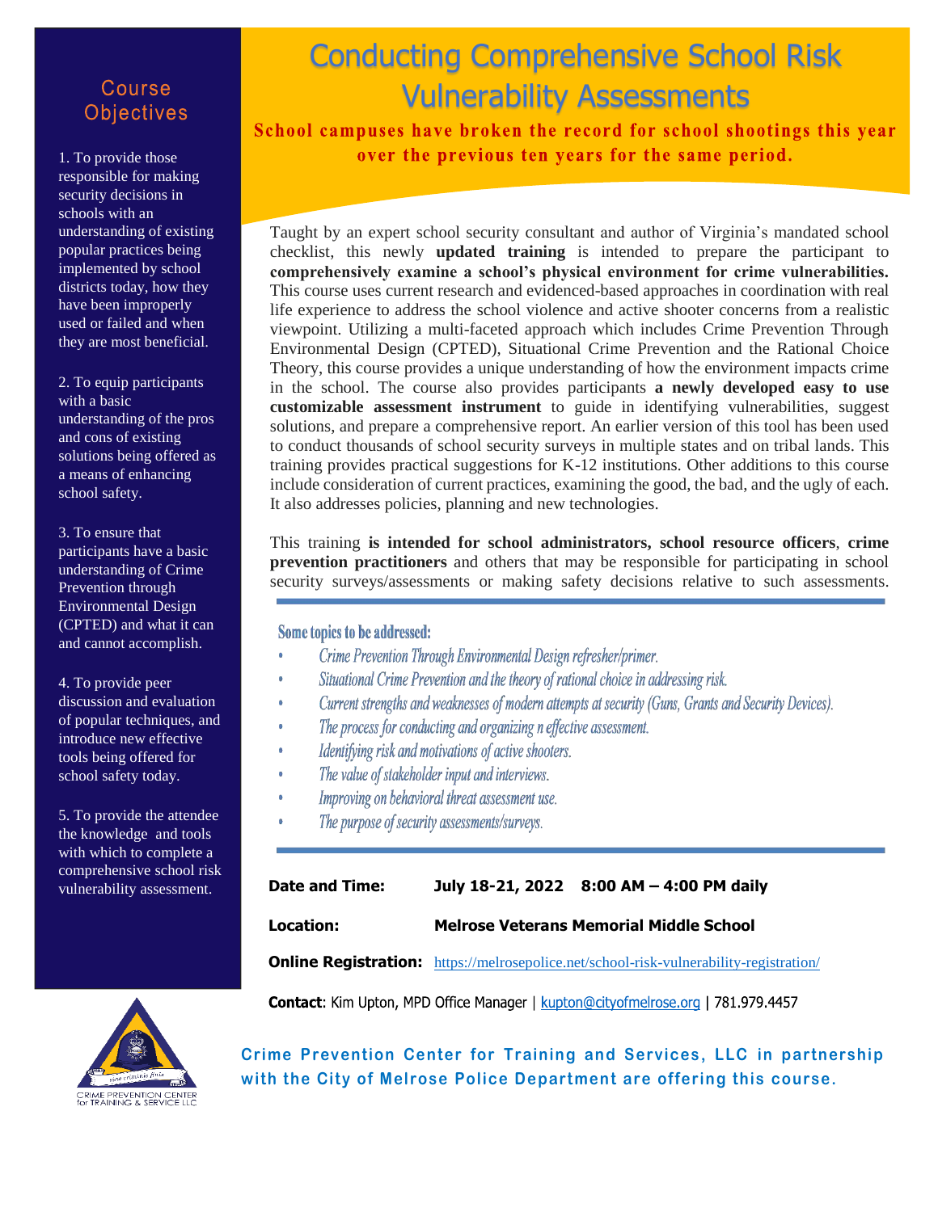# Conducting Comprehensive School Risk Vulnerability Assessments

**School campuses have broken the record for school shootings this year over the previous ten years for the same period.**

Taught by an expert school security consultant and author of Virginia's mandated school checklist, this newly **updated training** is intended to prepare the participant to **comprehensively examine a school's physical environment for crime vulnerabilities.** This course uses current research and evidenced-based approaches in coordination with real life experience to address the school violence and active shooter concerns from a realistic viewpoint. Utilizing a multi-faceted approach which includes Crime Prevention Through Environmental Design (CPTED), Situational Crime Prevention and the Rational Choice Theory, this course provides a unique understanding of how the environment impacts crime in the school. The course also provides participants **a newly developed easy to use customizable assessment instrument** to guide in identifying vulnerabilities, suggest solutions, and prepare a comprehensive report. An earlier version of this tool has been used to conduct thousands of school security surveys in multiple states and on tribal lands. This training provides practical suggestions for K-12 institutions. Other additions to this course include consideration of current practices, examining the good, the bad, and the ugly of each. It also addresses policies, planning and new technologies.

This training **is intended for school administrators, school resource officers**, **crime prevention practitioners** and others that may be responsible for participating in school security surveys/assessments or making safety decisions relative to such assessments.

## Course Objectives

1. To provide those responsible for making security decisions in schools with an understanding of existing popular practices being implemented by school districts today, how they have been improperly used or failed and when they are most beneficial.

2. To equip participants with a basic understanding of the pros and cons of existing solutions being offered as a means of enhancing school safety.

3. To ensure that participants have a basic understanding of Crime Prevention through Environmental Design (CPTED) and what it can and cannot accomplish.

4. To provide peer discussion and evaluation of popular techniques, and introduce new effective tools being offered for school safety today.

5. To provide the attendee the knowledge and tools with which to complete a comprehensive school risk vulnerability assessment.

### Some topics to be addressed:

- *Crime Prevention Through Environmental Design refresher/primer.*
- *Situational Crime Prevention and the theory of rational choice in addressing risk.*
- *Current strengths and weaknesses of modern attempts at security (Guns, Grants and Security Devices).*
- *The process for conducting and organizing n effective assessment.*
- *Identifying risk and motivations of active shooters.*
- *The value of stakeholder input and interviews.*
- *Improving on behavioral threat assessment use.*
- *The purpose of security assessments/surveys.*

**Date and Time:** **July 18-21, 2022 8:00 AM – 4:00 PM daily**

**Location:** **Melrose Veterans Memorial Middle School**

**Online Registration:** https://melrosepolice.net/school-risk-vulnerability-registration/

**Contact**: Kim Upton, MPD Office Manager | kupton@cityofmelrose.org | 781.979.4457

CRIME PREVENTION CENTER for TRAINING & SERVICE LLC

**Crime Prevention Center for Training and Services, LLC in partnership with the City of Melrose Police Department are offering this course.**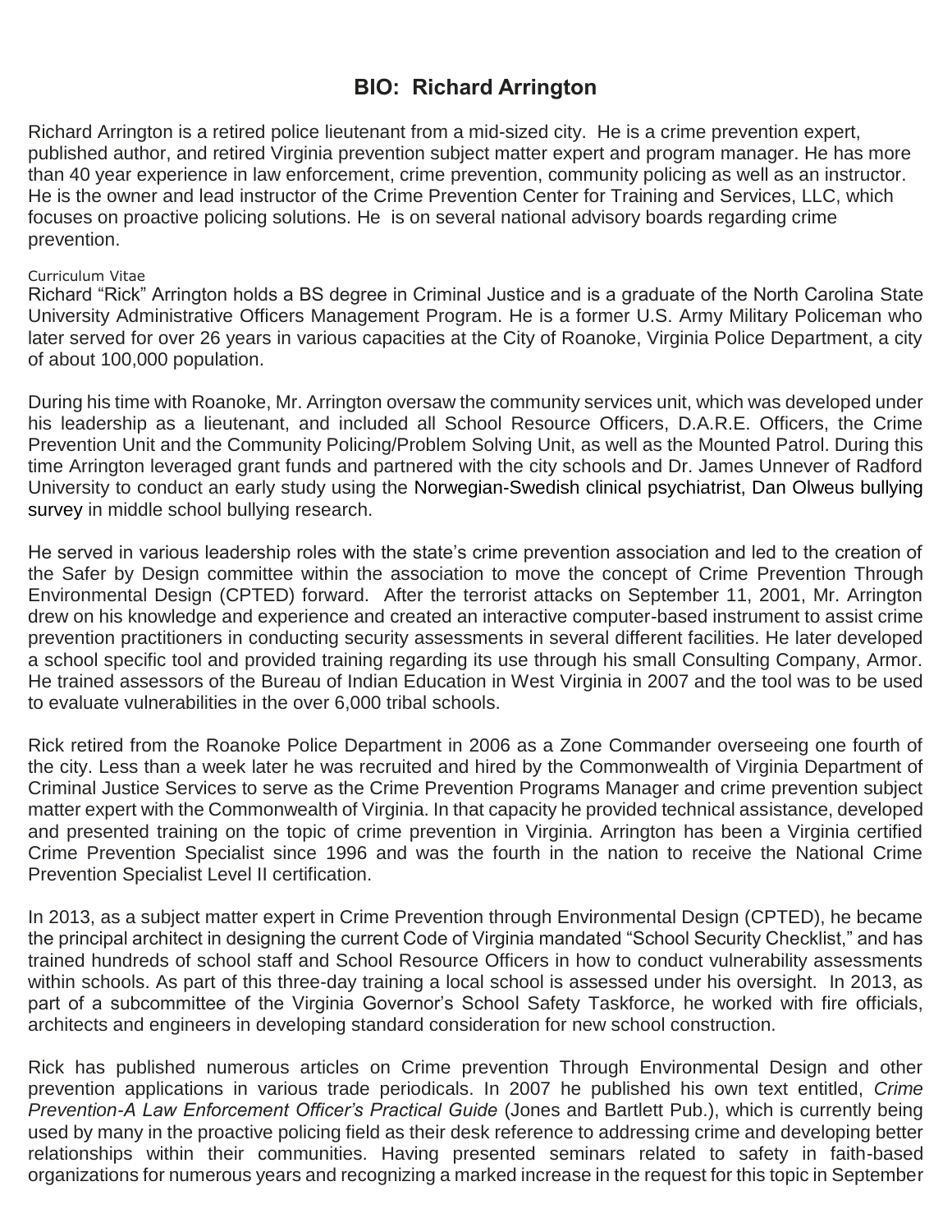## BIO: Richard Arrington

Richard Arrington is a retired police lieutenant from a mid-sized city. He is a crime prevention expert, published author, and retired Virginia prevention subject matter expert and program manager. He has more than 40 year experience in law enforcement, crime prevention, community policing as well as an instructor. He is the owner and lead instructor of the Crime Prevention Center for Training and Services, LLC, which focuses on proactive policing solutions. He is on several national advisory boards regarding crime prevention.

Curriculum Vitae

Richard "Rick" Arrington holds a BS degree in Criminal Justice and is a graduate of the North Carolina State University Administrative Officers Management Program. He is a former U.S. Army Military Policeman who later served for over 26 years in various capacities at the City of Roanoke, Virginia Police Department, a city of about 100,000 population.

During his time with Roanoke, Mr. Arrington oversaw the community services unit, which was developed under his leadership as a lieutenant, and included all School Resource Officers, D.A.R.E. Officers, the Crime Prevention Unit and the Community Policing/Problem Solving Unit, as well as the Mounted Patrol. During this time Arrington leveraged grant funds and partnered with the city schools and Dr. James Unnever of Radford University to conduct an early study using the Norwegian-Swedish clinical psychiatrist, Dan Olweus bullying survey in middle school bullying research.

He served in various leadership roles with the state's crime prevention association and led to the creation of the Safer by Design committee within the association to move the concept of Crime Prevention Through Environmental Design (CPTED) forward. After the terrorist attacks on September 11, 2001, Mr. Arrington drew on his knowledge and experience and created an interactive computer-based instrument to assist crime prevention practitioners in conducting security assessments in several different facilities. He later developed a school specific tool and provided training regarding its use through his small Consulting Company, Armor. He trained assessors of the Bureau of Indian Education in West Virginia in 2007 and the tool was to be used to evaluate vulnerabilities in the over 6,000 tribal schools.

Rick retired from the Roanoke Police Department in 2006 as a Zone Commander overseeing one fourth of the city. Less than a week later he was recruited and hired by the Commonwealth of Virginia Department of Criminal Justice Services to serve as the Crime Prevention Programs Manager and crime prevention subject matter expert with the Commonwealth of Virginia. In that capacity he provided technical assistance, developed and presented training on the topic of crime prevention in Virginia. Arrington has been a Virginia certified Crime Prevention Specialist since 1996 and was the fourth in the nation to receive the National Crime Prevention Specialist Level II certification.

In 2013, as a subject matter expert in Crime Prevention through Environmental Design (CPTED), he became the principal architect in designing the current Code of Virginia mandated "School Security Checklist," and has trained hundreds of school staff and School Resource Officers in how to conduct vulnerability assessments within schools. As part of this three-day training a local school is assessed under his oversight. In 2013, as part of a subcommittee of the Virginia Governor's School Safety Taskforce, he worked with fire officials, architects and engineers in developing standard consideration for new school construction.

Rick has published numerous articles on Crime prevention Through Environmental Design and other prevention applications in various trade periodicals. In 2007 he published his own text entitled, *Crime Prevention-A Law Enforcement Officer's Practical Guide* (Jones and Bartlett Pub.), which is currently being used by many in the proactive policing field as their desk reference to addressing crime and developing better relationships within their communities. Having presented seminars related to safety in faith-based organizations for numerous years and recognizing a marked increase in the request for this topic in September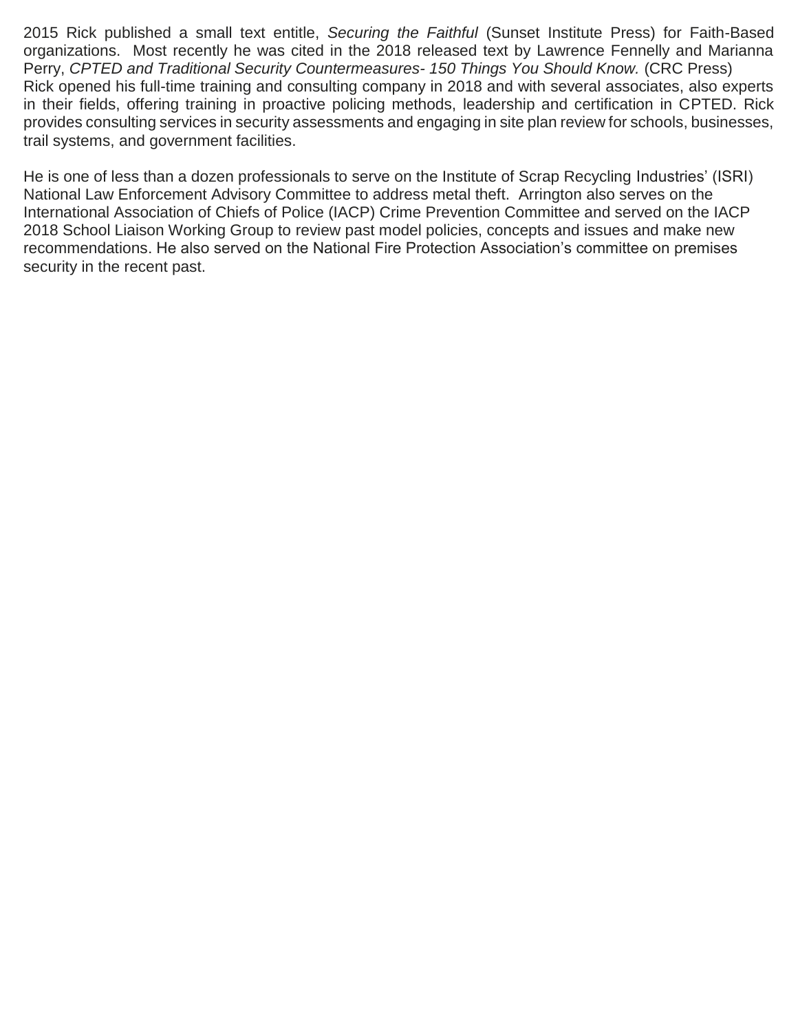2015 Rick published a small text entitle, *Securing the Faithful* (Sunset Institute Press) for Faith-Based organizations. Most recently he was cited in the 2018 released text by Lawrence Fennelly and Marianna Perry, *CPTED and Traditional Security Countermeasures- 150 Things You Should Know.* (CRC Press) Rick opened his full-time training and consulting company in 2018 and with several associates, also experts in their fields, offering training in proactive policing methods, leadership and certification in CPTED. Rick provides consulting services in security assessments and engaging in site plan review for schools, businesses, trail systems, and government facilities.

He is one of less than a dozen professionals to serve on the Institute of Scrap Recycling Industries' (ISRI) National Law Enforcement Advisory Committee to address metal theft. Arrington also serves on the International Association of Chiefs of Police (IACP) Crime Prevention Committee and served on the IACP 2018 School Liaison Working Group to review past model policies, concepts and issues and make new recommendations. He also served on the National Fire Protection Association's committee on premises security in the recent past.